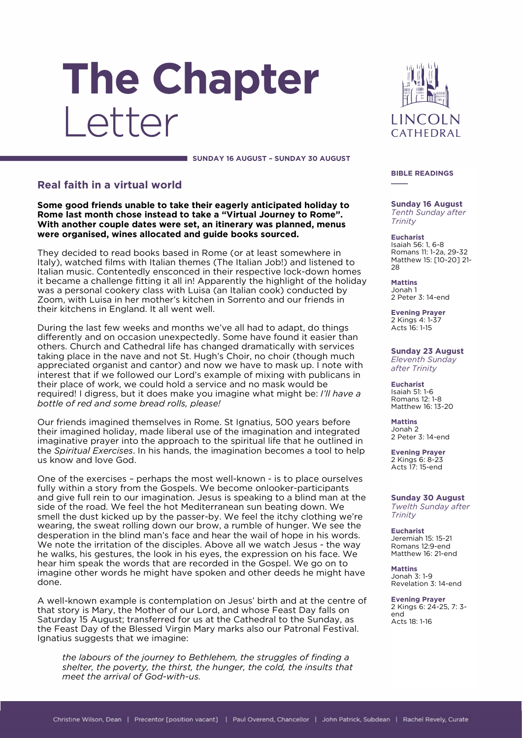# The Chapter Letter

**SUNDAY 16 AUGUST – SUNDAY 30 AUGUST**

## Real faith in a virtual world

**Some good friends unable to take their eagerly anticipated holiday to Rome last month chose instead to take a "Virtual Journey to Rome". With another couple dates were set, an itinerary was planned, menus were organised, wines allocated and guide books sourced.**

They decided to read books based in Rome (or at least somewhere in Italy), watched films with Italian themes (The Italian Job!) and listened to Italian music. Contentedly ensconced in their respective lock-down homes it became a challenge fitting it all in! Apparently the highlight of the holiday was a personal cookery class with Luisa (an Italian cook) conducted by Zoom, with Luisa in her mother's kitchen in Sorrento and our friends in their kitchens in England. It all went well.

During the last few weeks and months we've all had to adapt, do things differently and on occasion unexpectedly. Some have found it easier than others. Church and Cathedral life has changed dramatically with services taking place in the nave and not St. Hugh's Choir, no choir (though much appreciated organist and cantor) and now we have to mask up. I note with interest that if we followed our Lord's example of mixing with publicans in their place of work, we could hold a service and no mask would be required! I digress, but it does make you imagine what might be: *I'll have a bottle of red and some bread rolls, please!*

Our friends imagined themselves in Rome. St Ignatius, 500 years before their imagined holiday, made liberal use of the imagination and integrated imaginative prayer into the approach to the spiritual life that he outlined in the *Spiritual Exercises*. In his hands, the imagination becomes a tool to help us know and love God.

One of the exercises – perhaps the most well-known - is to place ourselves fully within a story from the Gospels. We become onlooker-participants and give full rein to our imagination. Jesus is speaking to a blind man at the side of the road. We feel the hot Mediterranean sun beating down. We smell the dust kicked up by the passer-by. We feel the itchy clothing we're wearing, the sweat rolling down our brow, a rumble of hunger. We see the desperation in the blind man's face and hear the wail of hope in his words. We note the irritation of the disciples. Above all we watch Jesus - the way he walks, his gestures, the look in his eyes, the expression on his face. We hear him speak the words that are recorded in the Gospel. We go on to imagine other words he might have spoken and other deeds he might have done.

A well-known example is contemplation on Jesus' birth and at the centre of that story is Mary, the Mother of our Lord, and whose Feast Day falls on Saturday 15 August; transferred for us at the Cathedral to the Sunday, as the Feast Day of the Blessed Virgin Mary marks also our Patronal Festival. Ignatius suggests that we imagine:

> *the labours of the journey to Bethlehem, the struggles of finding a shelter, the poverty, the thirst, the hunger, the cold, the insults that meet the arrival of God-with-us.*

### BIBLE READINGS

**Sunday 16 August**
*Tenth Sunday after Trinity*

**Eucharist**
Isaiah 56: 1, 6-8
Romans 11: 1-2a, 29-32
Matthew 15: [10-20] 21-28

**Mattins**
Jonah 1
2 Peter 3: 14-end

**Evening Prayer**
2 Kings 4: 1-37
Acts 16: 1-15

**Sunday 23 August**
*Eleventh Sunday after Trinity*

**Eucharist**
Isaiah 51: 1-6
Romans 12: 1-8
Matthew 16: 13-20

**Mattins**
Jonah 2
2 Peter 3: 14-end

**Evening Prayer**
2 Kings 6: 8-23
Acts 17: 15-end

**Sunday 30 August**
*Twelth Sunday after Trinity*

**Eucharist**
Jeremiah 15: 15-21
Romans 12:9-end
Matthew 16: 21-end

**Mattins**
Jonah 3: 1-9
Revelation 3: 14-end

**Evening Prayer**
2 Kings 6: 24-25, 7: 3-end
Acts 18: 1-16

Christine Wilson, Dean | Precentor [position vacant] | Paul Overend, Chancellor | John Patrick, Subdean | Rachel Revely, Curate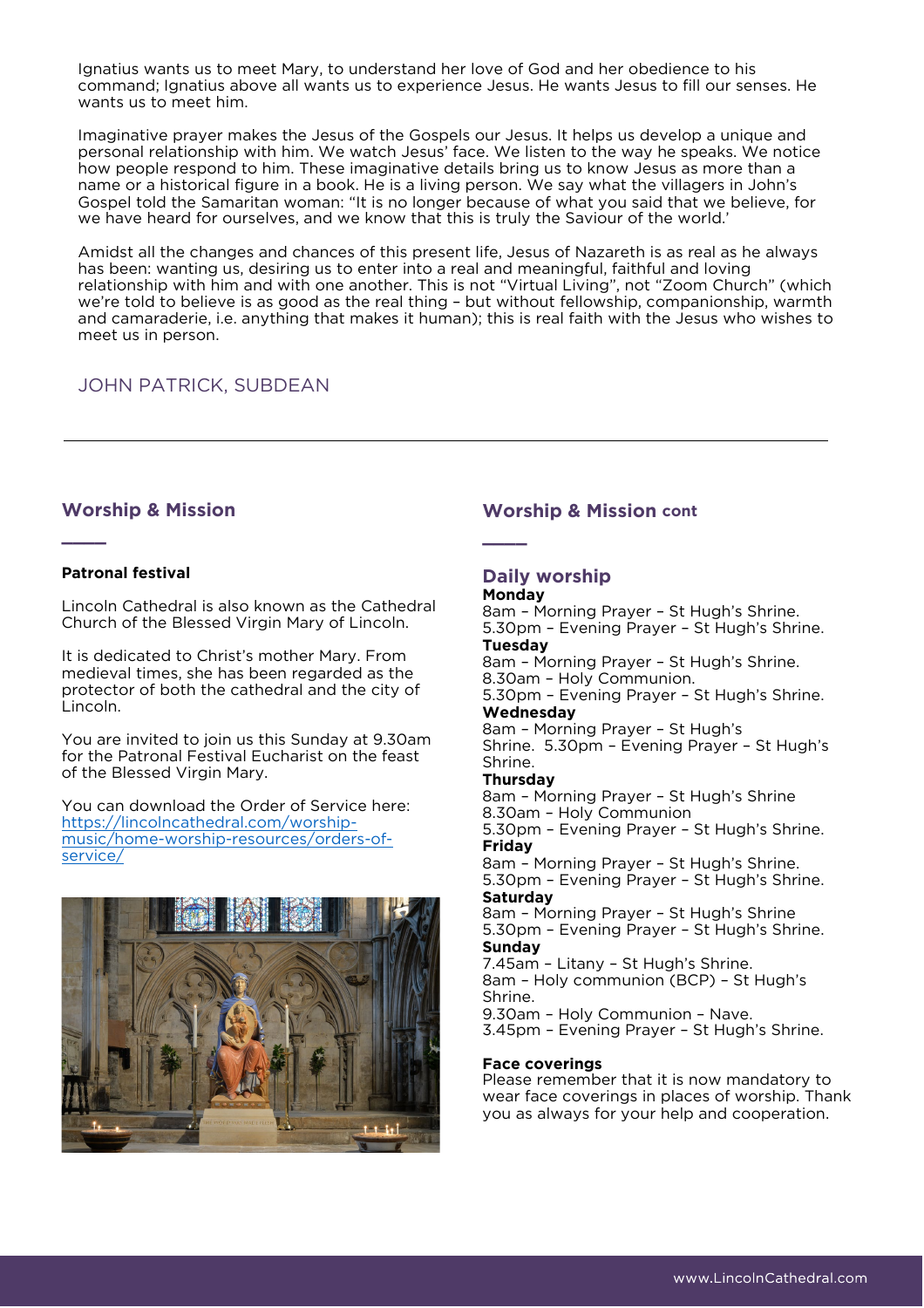Ignatius wants us to meet Mary, to understand her love of God and her obedience to his command; Ignatius above all wants us to experience Jesus. He wants Jesus to fill our senses. He wants us to meet him.

Imaginative prayer makes the Jesus of the Gospels our Jesus. It helps us develop a unique and personal relationship with him. We watch Jesus' face. We listen to the way he speaks. We notice how people respond to him. These imaginative details bring us to know Jesus as more than a name or a historical figure in a book. He is a living person. We say what the villagers in John's Gospel told the Samaritan woman: "It is no longer because of what you said that we believe, for we have heard for ourselves, and we know that this is truly the Saviour of the world.'

Amidst all the changes and chances of this present life, Jesus of Nazareth is as real as he always has been: wanting us, desiring us to enter into a real and meaningful, faithful and loving relationship with him and with one another. This is not "Virtual Living", not "Zoom Church" (which we're told to believe is as good as the real thing – but without fellowship, companionship, warmth and camaraderie, i.e. anything that makes it human); this is real faith with the Jesus who wishes to meet us in person.

JOHN PATRICK, SUBDEAN

---

## Worship & Mission

**Patronal festival**

Lincoln Cathedral is also known as the Cathedral Church of the Blessed Virgin Mary of Lincoln.

It is dedicated to Christ's mother Mary. From medieval times, she has been regarded as the protector of both the cathedral and the city of Lincoln.

You are invited to join us this Sunday at 9.30am for the Patronal Festival Eucharist on the feast of the Blessed Virgin Mary.

You can download the Order of Service here: [https://lincolncathedral.com/worship-music/home-worship-resources/orders-of-service/](https://lincolncathedral.com/worship-music/home-worship-resources/orders-of-service/)

## Worship & Mission cont

### Daily worship

**Monday**
8am – Morning Prayer – St Hugh's Shrine.
5.30pm – Evening Prayer – St Hugh's Shrine.

**Tuesday**
8am – Morning Prayer – St Hugh's Shrine.
8.30am – Holy Communion.
5.30pm – Evening Prayer – St Hugh's Shrine.

**Wednesday**
8am – Morning Prayer – St Hugh's Shrine. 5.30pm – Evening Prayer – St Hugh's Shrine.

**Thursday**
8am – Morning Prayer – St Hugh's Shrine
8.30am – Holy Communion
5.30pm – Evening Prayer – St Hugh's Shrine.

**Friday**
8am – Morning Prayer – St Hugh's Shrine.
5.30pm – Evening Prayer – St Hugh's Shrine.

**Saturday**
8am – Morning Prayer – St Hugh's Shrine
5.30pm – Evening Prayer – St Hugh's Shrine.

**Sunday**
7.45am – Litany – St Hugh's Shrine.
8am – Holy communion (BCP) – St Hugh's Shrine.
9.30am – Holy Communion – Nave.
3.45pm – Evening Prayer – St Hugh's Shrine.

**Face coverings**
Please remember that it is now mandatory to wear face coverings in places of worship. Thank you as always for your help and cooperation.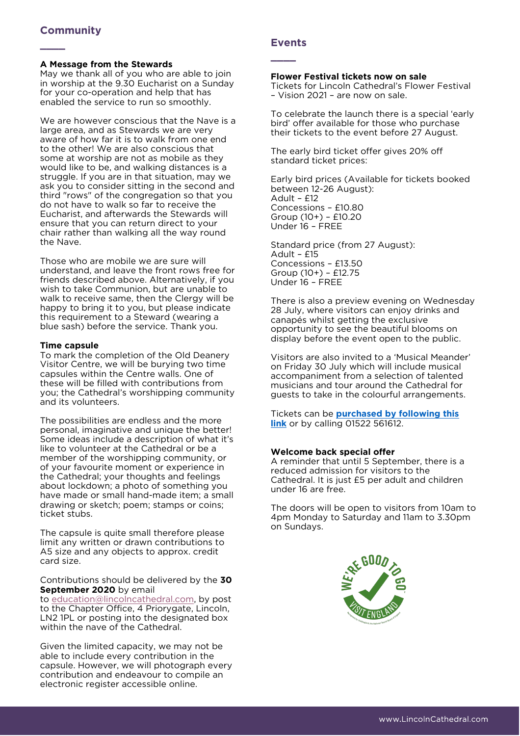## Community

### A Message from the Stewards

May we thank all of you who are able to join in worship at the 9.30 Eucharist on a Sunday for your co-operation and help that has enabled the service to run so smoothly.

We are however conscious that the Nave is a large area, and as Stewards we are very aware of how far it is to walk from one end to the other! We are also conscious that some at worship are not as mobile as they would like to be, and walking distances is a struggle. If you are in that situation, may we ask you to consider sitting in the second and third "rows" of the congregation so that you do not have to walk so far to receive the Eucharist, and afterwards the Stewards will ensure that you can return direct to your chair rather than walking all the way round the Nave.

Those who are mobile we are sure will understand, and leave the front rows free for friends described above. Alternatively, if you wish to take Communion, but are unable to walk to receive same, then the Clergy will be happy to bring it to you, but please indicate this requirement to a Steward (wearing a blue sash) before the service. Thank you.

### Time capsule

To mark the completion of the Old Deanery Visitor Centre, we will be burying two time capsules within the Centre walls. One of these will be filled with contributions from you; the Cathedral's worshipping community and its volunteers.

The possibilities are endless and the more personal, imaginative and unique the better! Some ideas include a description of what it's like to volunteer at the Cathedral or be a member of the worshipping community, or of your favourite moment or experience in the Cathedral; your thoughts and feelings about lockdown; a photo of something you have made or small hand-made item; a small drawing or sketch; poem; stamps or coins; ticket stubs.

The capsule is quite small therefore please limit any written or drawn contributions to A5 size and any objects to approx. credit card size.

Contributions should be delivered by the **30 September 2020** by email to education@lincolncathedral.com, by post to the Chapter Office, 4 Priorygate, Lincoln, LN2 1PL or posting into the designated box within the nave of the Cathedral.

Given the limited capacity, we may not be able to include every contribution in the capsule. However, we will photograph every contribution and endeavour to compile an electronic register accessible online.

## Events

### Flower Festival tickets now on sale

Tickets for Lincoln Cathedral's Flower Festival – Vision 2021 – are now on sale.

To celebrate the launch there is a special 'early bird' offer available for those who purchase their tickets to the event before 27 August.

The early bird ticket offer gives 20% off standard ticket prices:

Early bird prices (Available for tickets booked between 12-26 August):
Adult – £12
Concessions – £10.80
Group (10+) – £10.20
Under 16 – FREE

Standard price (from 27 August):
Adult – £15
Concessions – £13.50
Group (10+) – £12.75
Under 16 – FREE

There is also a preview evening on Wednesday 28 July, where visitors can enjoy drinks and canapés whilst getting the exclusive opportunity to see the beautiful blooms on display before the event open to the public.

Visitors are also invited to a 'Musical Meander' on Friday 30 July which will include musical accompaniment from a selection of talented musicians and tour around the Cathedral for guests to take in the colourful arrangements.

Tickets can be **purchased by following this link** or by calling 01522 561612.

### Welcome back special offer

A reminder that until 5 September, there is a reduced admission for visitors to the Cathedral. It is just £5 per adult and children under 16 are free.

The doors will be open to visitors from 10am to 4pm Monday to Saturday and 11am to 3.30pm on Sundays.

WE'RE GOOD TO GO
VISIT ENGLAND